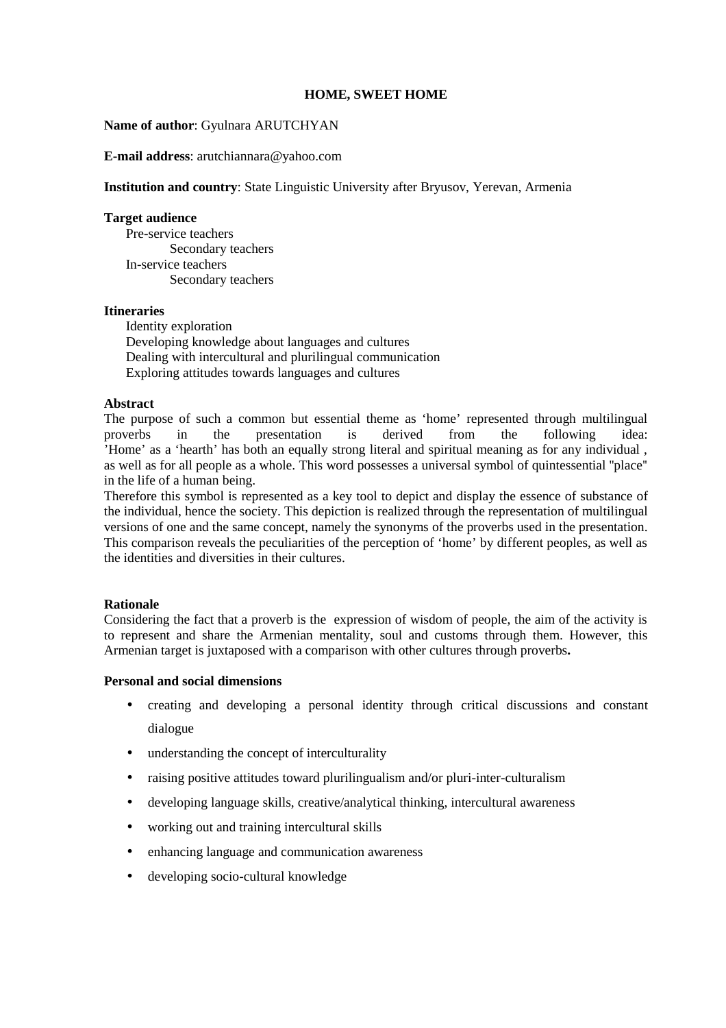# HOME, SWEET HOME

**Name of author**: Gyulnara ARUTCHYAN

**E-mail address**: arutchiannara@yahoo.com

**Institution and country**: State Linguistic University after Bryusov, Yerevan, Armenia

**Target audience**

- Pre-service teachers
  - Secondary teachers
- In-service teachers
  - Secondary teachers

**Itineraries**

- Identity exploration
- Developing knowledge about languages and cultures
- Dealing with intercultural and plurilingual communication
- Exploring attitudes towards languages and cultures

**Abstract**

The purpose of such a common but essential theme as 'home' represented through multilingual proverbs in the presentation is derived from the following idea: 'Home' as a 'hearth' has both an equally strong literal and spiritual meaning as for any individual , as well as for all people as a whole. This word possesses a universal symbol of quintessential "place" in the life of a human being.

Therefore this symbol is represented as a key tool to depict and display the essence of substance of the individual, hence the society. This depiction is realized through the representation of multilingual versions of one and the same concept, namely the synonyms of the proverbs used in the presentation. This comparison reveals the peculiarities of the perception of 'home' by different peoples, as well as the identities and diversities in their cultures.

**Rationale**

Considering the fact that a proverb is the expression of wisdom of people, the aim of the activity is to represent and share the Armenian mentality, soul and customs through them. However, this Armenian target is juxtaposed with a comparison with other cultures through proverbs**.**

**Personal and social dimensions**

- creating and developing a personal identity through critical discussions and constant dialogue
- understanding the concept of interculturality
- raising positive attitudes toward plurilingualism and/or pluri-inter-culturalism
- developing language skills, creative/analytical thinking, intercultural awareness
- working out and training intercultural skills
- enhancing language and communication awareness
- developing socio-cultural knowledge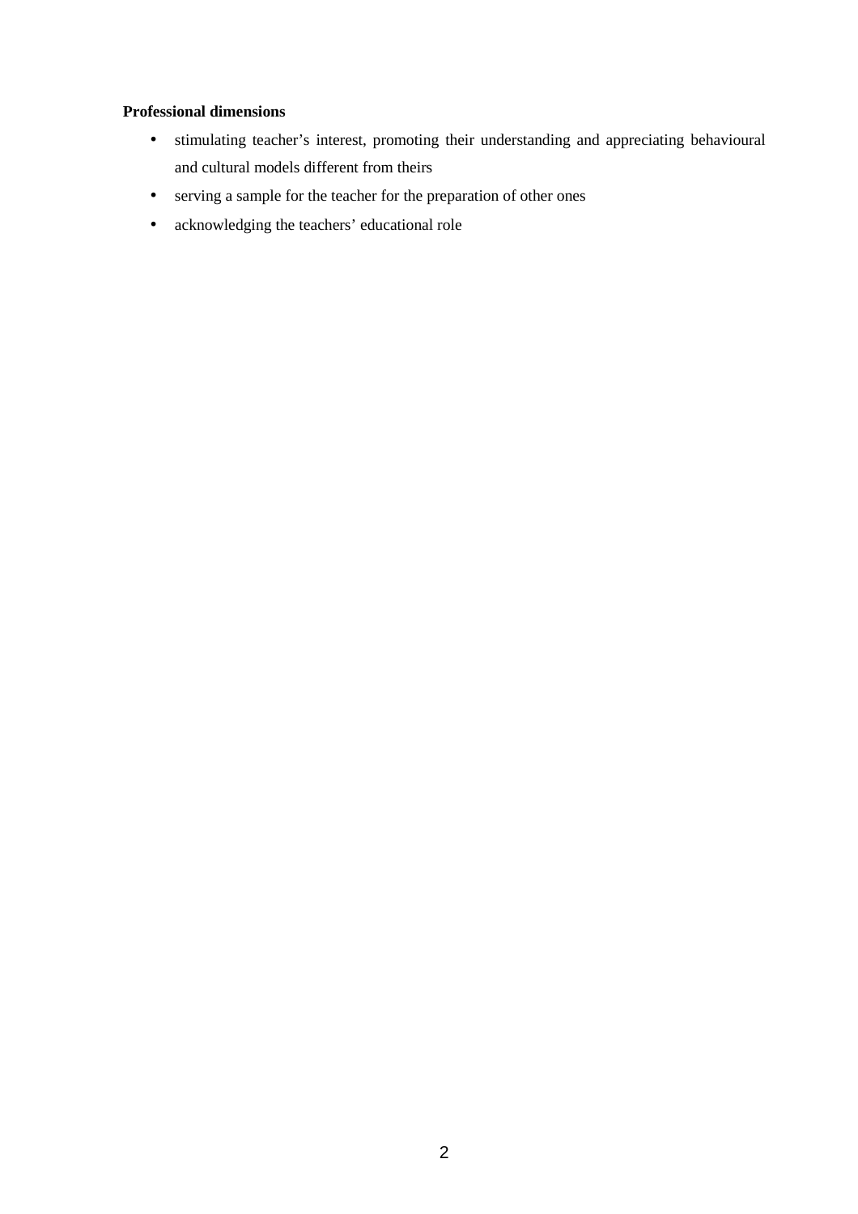**Professional dimensions**

- stimulating teacher’s interest, promoting their understanding and appreciating behavioural and cultural models different from theirs
- serving a sample for the teacher for the preparation of other ones
- acknowledging the teachers’ educational role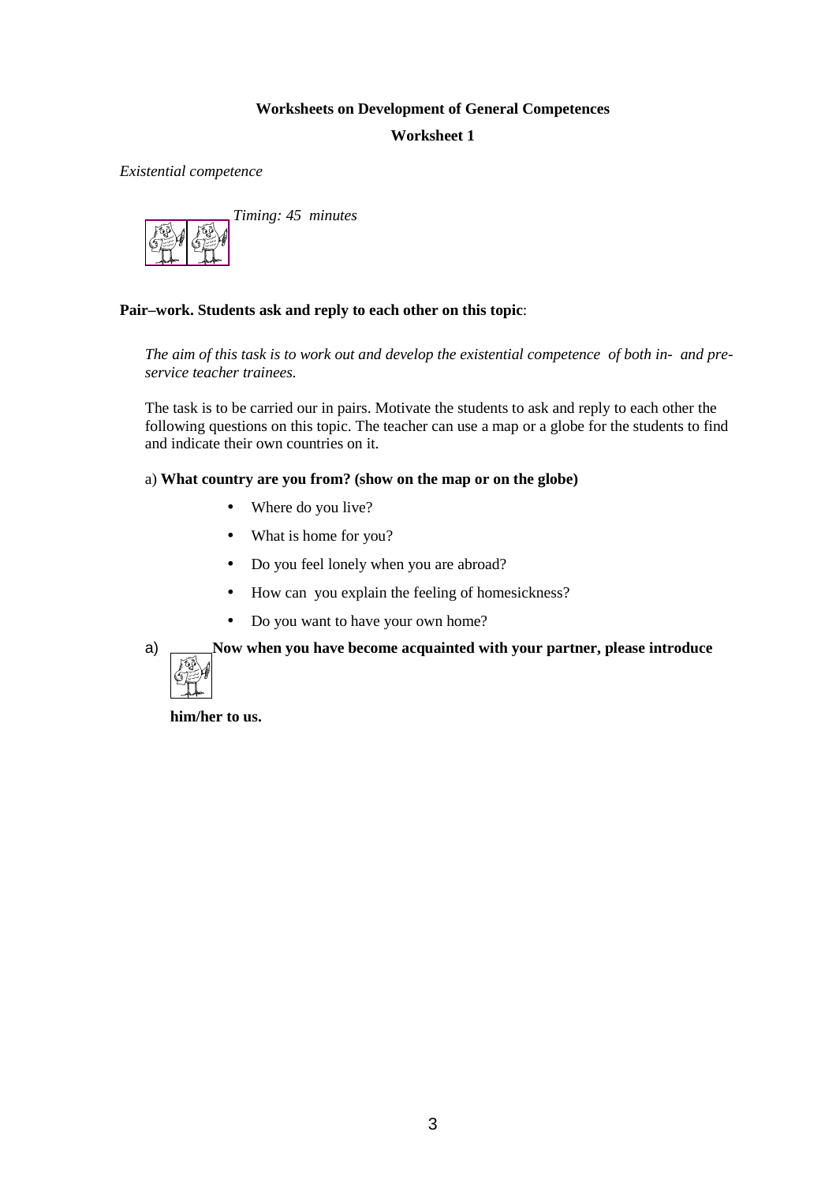**Worksheets on Development of General Competences**

**Worksheet 1**

*Existential competence*

*Timing: 45 minutes*

**Pair–work. Students ask and reply to each other on this topic**:

*The aim of this task is to work out and develop the existential competence of both in- and pre-service teacher trainees.*

The task is to be carried our in pairs. Motivate the students to ask and reply to each other the following questions on this topic. The teacher can use a map or a globe for the students to find and indicate their own countries on it.

a) **What country are you from? (show on the map or on the globe)**

- Where do you live?
- What is home for you?
- Do you feel lonely when you are abroad?
- How can you explain the feeling of homesickness?
- Do you want to have your own home?

a) **Now when you have become acquainted with your partner, please introduce him/her to us.**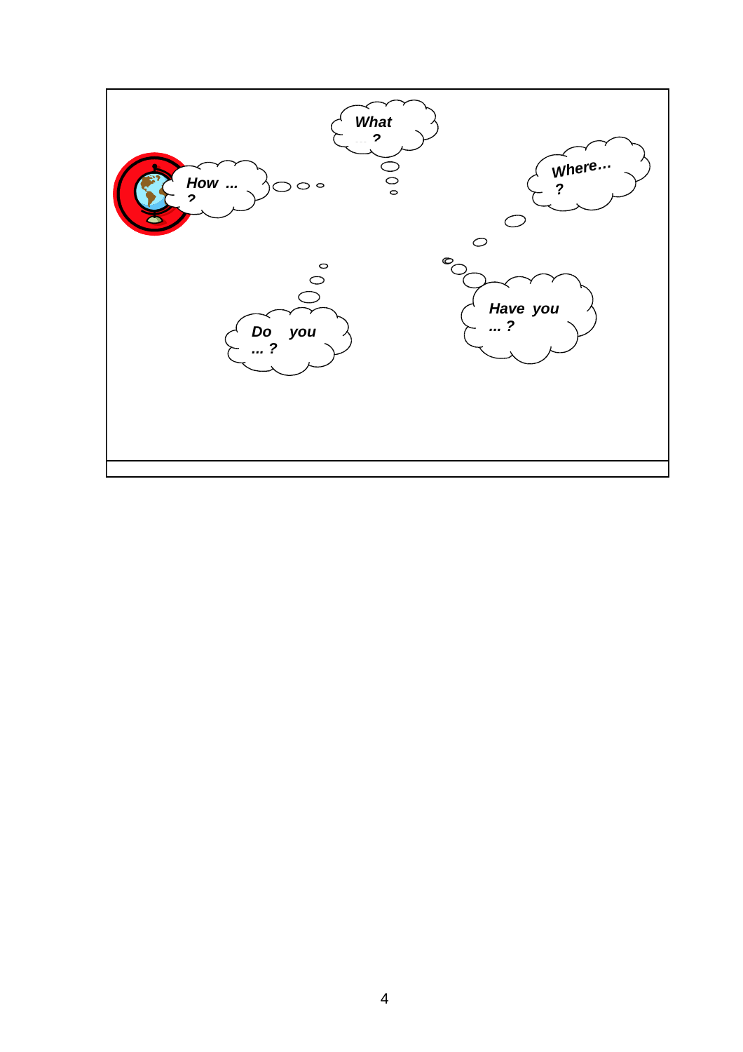What ... ?

How ... ?

Where... ?

Do you ... ?

Have you ... ?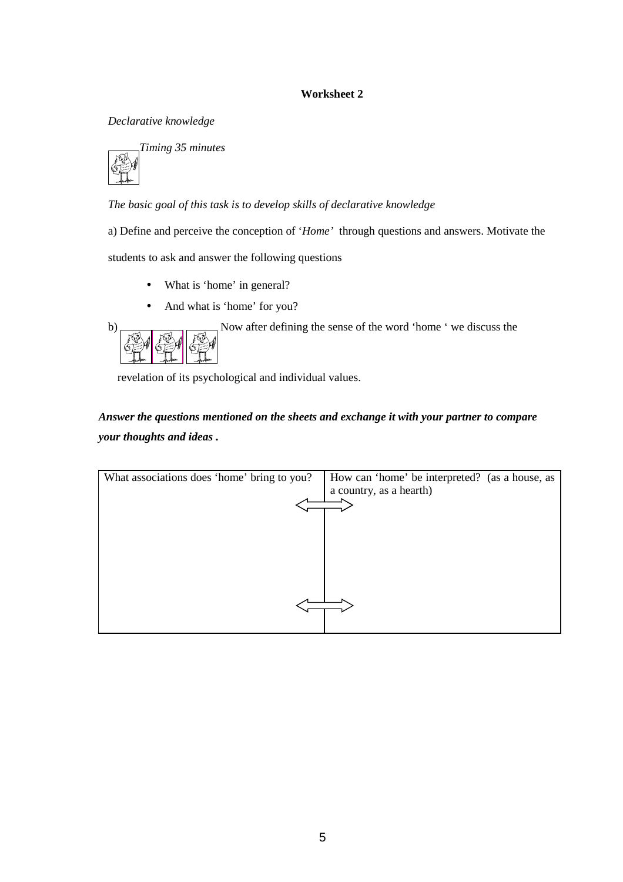**Worksheet 2**

*Declarative knowledge*

*Timing 35 minutes*

*The basic goal of this task is to develop skills of declarative knowledge*

a) Define and perceive the conception of '*Home*' through questions and answers. Motivate the students to ask and answer the following questions

- What is 'home' in general?
- And what is 'home' for you?

b) Now after defining the sense of the word 'home ' we discuss the revelation of its psychological and individual values.

***Answer the questions mentioned on the sheets and exchange it with your partner to compare your thoughts and ideas .***

| What associations does 'home' bring to you? | How can 'home' be interpreted? (as a house, as a country, as a hearth) |
| --- | --- |
| | |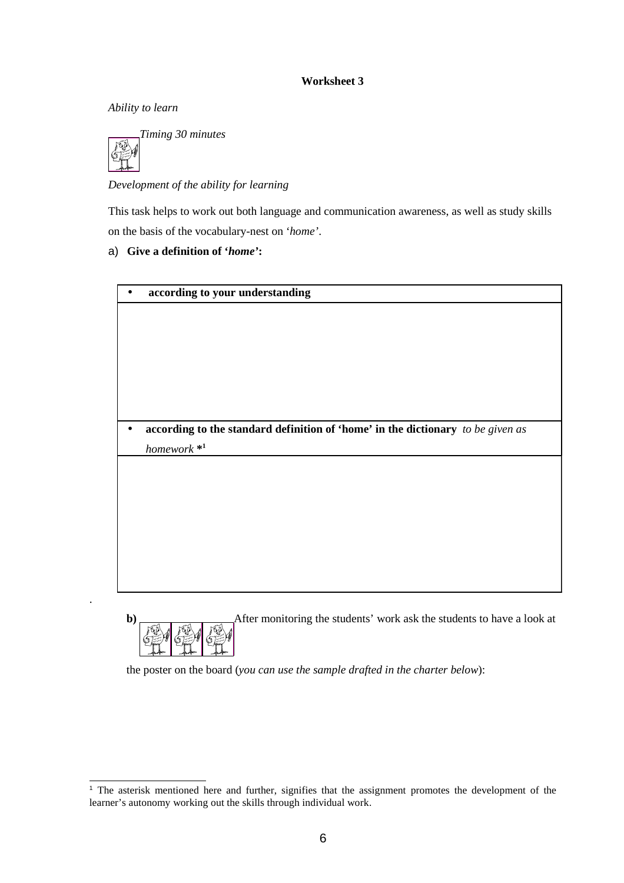**Worksheet 3**

*Ability to learn*

*Timing 30 minutes*

*Development of the ability for learning*

This task helps to work out both language and communication awareness, as well as study skills on the basis of the vocabulary-nest on '*home*'.

a) **Give a definition of '*home*':**

| • **according to your understanding** |
| --- |
| |
| • **according to the standard definition of 'home' in the dictionary** *to be given as homework* **\*[1]** |
| |

**b)** After monitoring the students' work ask the students to have a look at the poster on the board (*you can use the sample drafted in the charter below*):

---

[1] The asterisk mentioned here and further, signifies that the assignment promotes the development of the learner's autonomy working out the skills through individual work.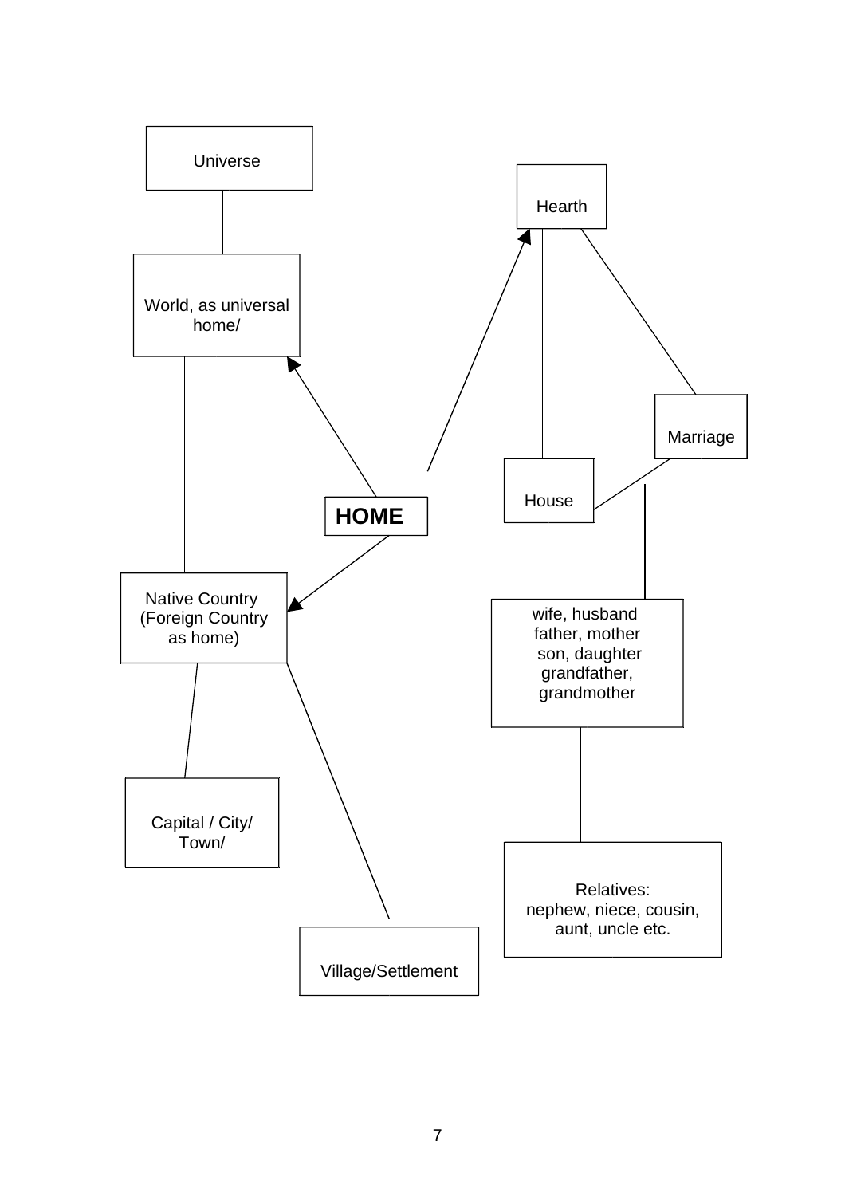Universe

World, as universal home/

Hearth

Marriage

House

**HOME**

Native Country (Foreign Country as home)

wife, husband
father, mother
son, daughter
grandfather,
grandmother

Capital / City/ Town/

Relatives:
nephew, niece, cousin, aunt, uncle etc.

Village/Settlement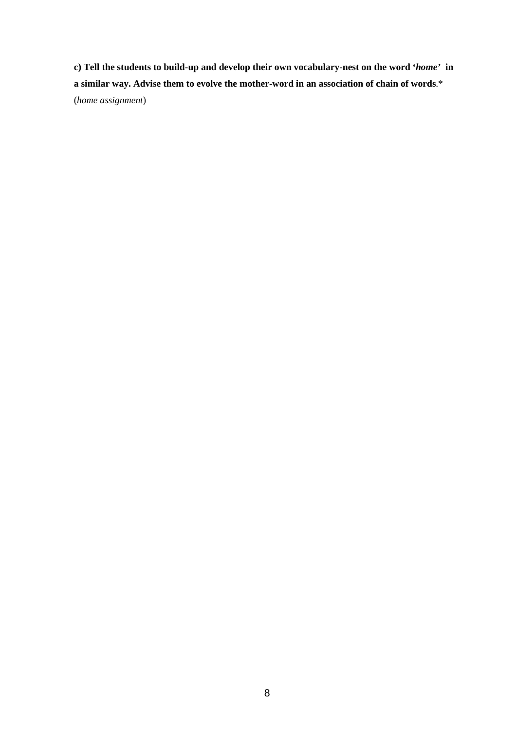**c) Tell the students to build-up and develop their own vocabulary-nest on the word '*home*' in a similar way. Advise them to evolve the mother-word in an association of chain of words**.*

(*home assignment*)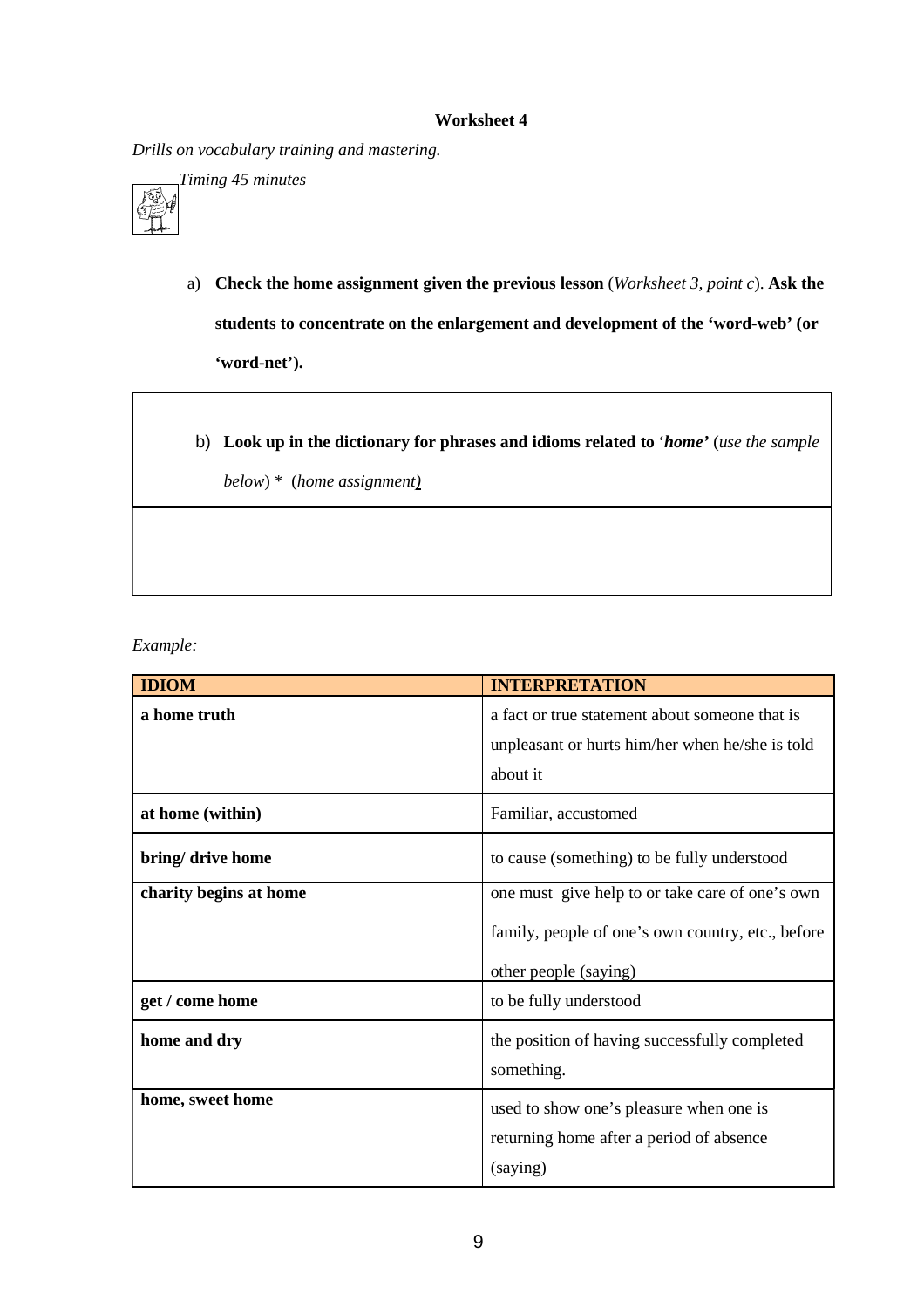**Worksheet 4**

*Drills on vocabulary training and mastering.*

*Timing 45 minutes*

a) **Check the home assignment given the previous lesson** (*Worksheet 3, point c*). **Ask the students to concentrate on the enlargement and development of the 'word-web' (or 'word-net').**

b) **Look up in the dictionary for phrases and idioms related to** '***home***' (*use the sample below*) * (*home assignment)*

*Example:*

| **IDIOM** | **INTERPRETATION** |
| --- | --- |
| **a home truth** | a fact or true statement about someone that is unpleasant or hurts him/her when he/she is told about it |
| **at home (within)** | Familiar, accustomed |
| **bring/ drive home** | to cause (something) to be fully understood |
| **charity begins at home** | one must give help to or take care of one's own family, people of one's own country, etc., before other people (saying) |
| **get / come home** | to be fully understood |
| **home and dry** | the position of having successfully completed something. |
| **home, sweet home** | used to show one's pleasure when one is returning home after a period of absence (saying) |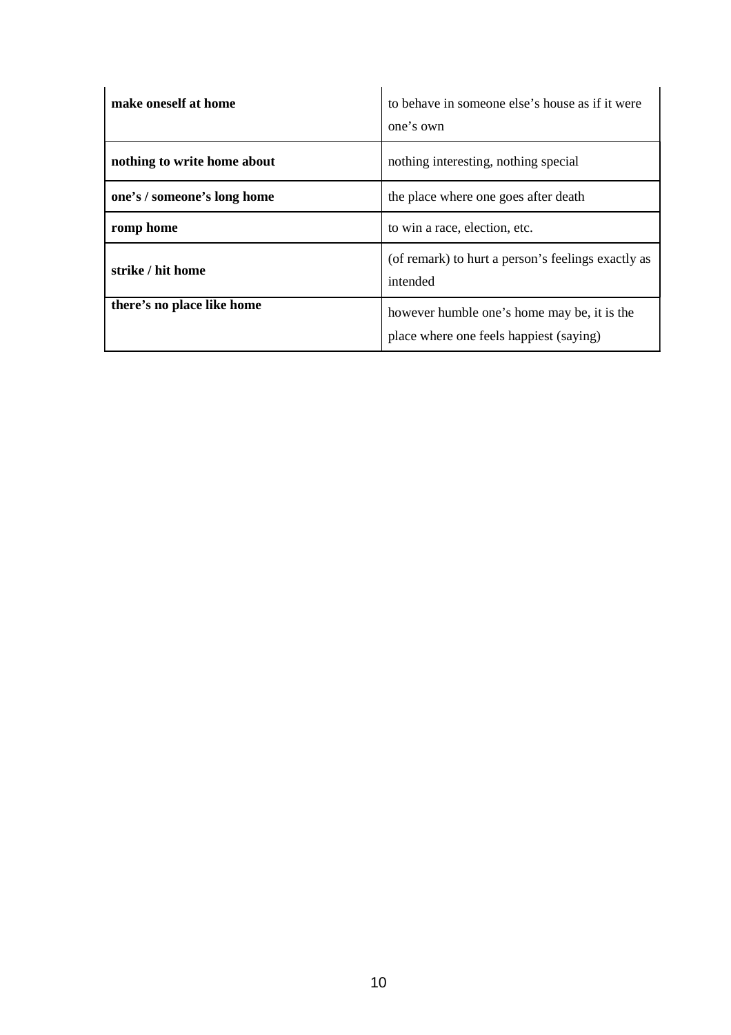| | |
|---|---|
| **make oneself at home** | to behave in someone else’s house as if it were one’s own |
| **nothing to write home about** | nothing interesting, nothing special |
| **one’s / someone’s long home** | the place where one goes after death |
| **romp home** | to win a race, election, etc. |
| **strike / hit home** | (of remark) to hurt a person’s feelings exactly as intended |
| **there’s no place like home** | however humble one’s home may be, it is the place where one feels happiest (saying) |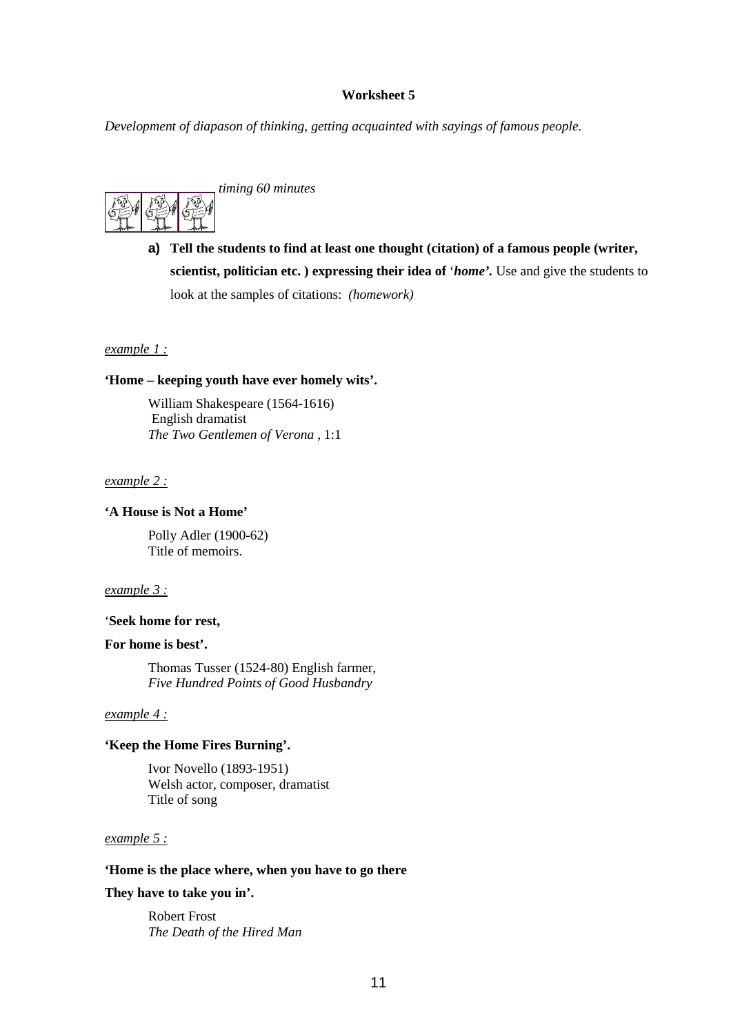**Worksheet 5**

*Development of diapason of thinking, getting acquainted with sayings of famous people.*

*timing 60 minutes*

**a) Tell the students to find at least one thought (citation) of a famous people (writer, scientist, politician etc. ) expressing their idea of** '***home***'**.** Use and give the students to look at the samples of citations: *(homework)*

*example 1 :*

**'Home – keeping youth have ever homely wits'.**

William Shakespeare (1564-1616)
English dramatist
*The Two Gentlemen of Verona* , 1:1

*example 2 :*

**'A House is Not a Home'**

Polly Adler (1900-62)
Title of memoirs.

*example 3 :*

'**Seek home for rest,**

**For home is best'.**

Thomas Tusser (1524-80) English farmer,
*Five Hundred Points of Good Husbandry*

*example 4 :*

**'Keep the Home Fires Burning'.**

Ivor Novello (1893-1951)
Welsh actor, composer, dramatist
Title of song

*example 5 :*

**'Home is the place where, when you have to go there**

**They have to take you in'.**

Robert Frost
*The Death of the Hired Man*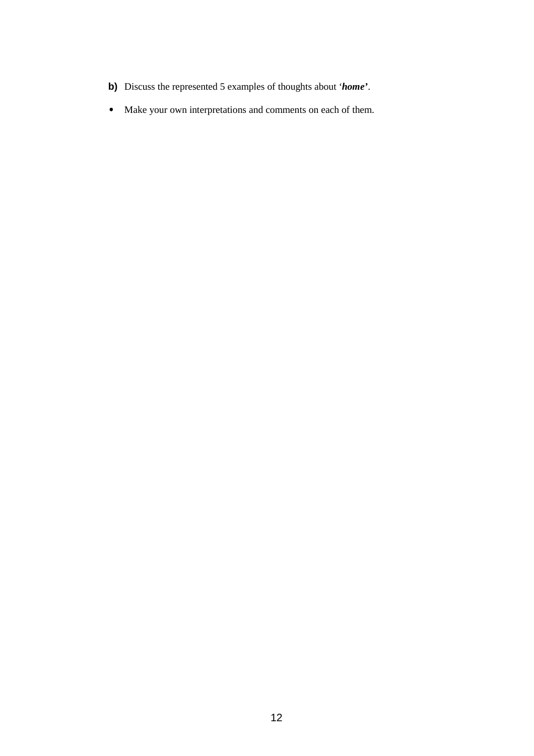**b)** Discuss the represented 5 examples of thoughts about '***home***'.

- Make your own interpretations and comments on each of them.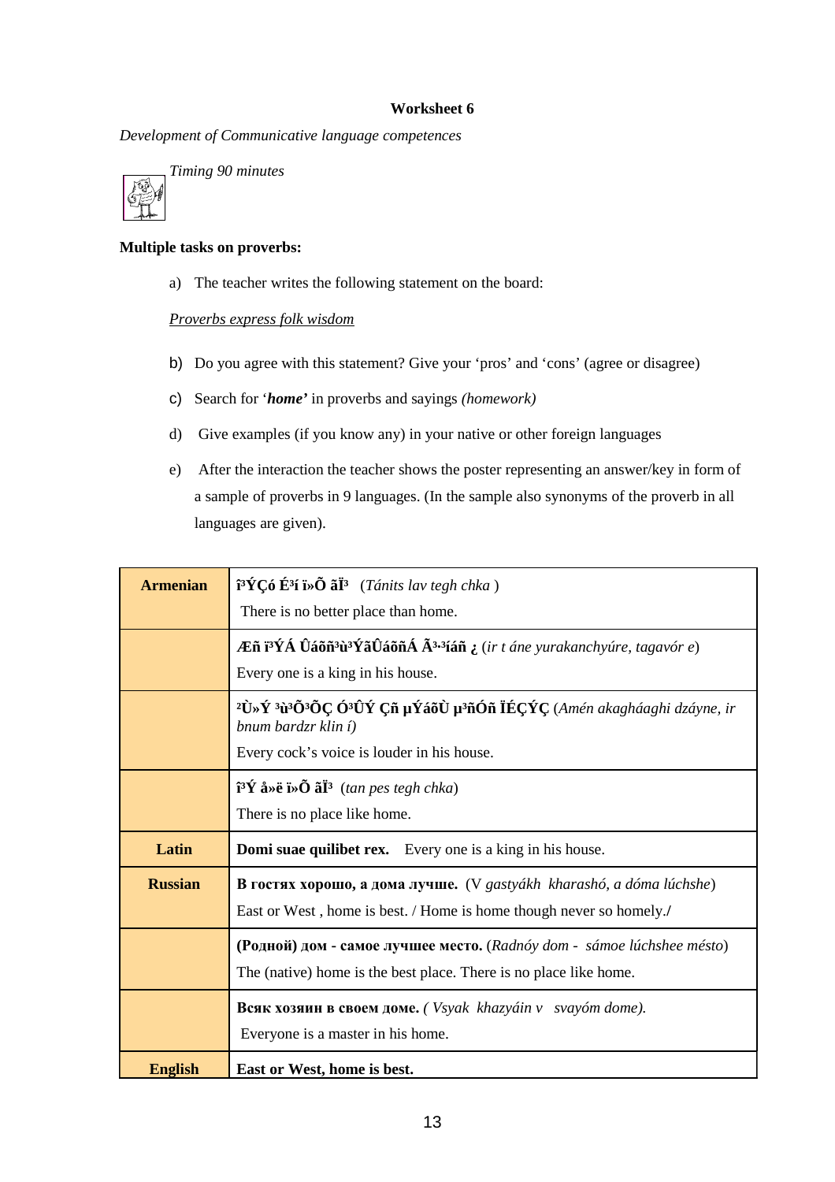**Worksheet 6**

*Development of Communicative language competences*

*Timing 90 minutes*

**Multiple tasks on proverbs:**

a) The teacher writes the following statement on the board:

<u>*Proverbs express folk wisdom*</u>

b) Do you agree with this statement? Give your 'pros' and 'cons' (agree or disagree)

c) Search for '***home'*** in proverbs and sayings *(homework)*

d) Give examples (if you know any) in your native or other foreign languages

e) After the interaction the teacher shows the poster representing an answer/key in form of a sample of proverbs in 9 languages. (In the sample also synonyms of the proverb in all languages are given).

| | |
|---|---|
| **Armenian** | **î³ÝÇó É³í ï»Õ ãÏ³** (*Tánits lav tegh chka* )<br>There is no better place than home. |
| | **Æñ ï³ÝÁ Ûáõñ³ù³ÝãÛáõñÁ Ã³·³íáñ ¿** (*ir t áne yurakanchyúre, tagavór e*)<br>Every one is a king in his house. |
| | **²Ù»Ý ³ù³Õ³ÕÇ Ó³ÛÝ Çñ µÝáõÙ µ³ñÓñ ÏÉÇÝÇ** (*Amén akagháaghi dzáyne, ir bnum bardzr klin í)*<br>Every cock's voice is louder in his house. |
| | **î³Ý å»ë ï»Õ ãÏ³** (*tan pes tegh chka*)<br>There is no place like home. |
| **Latin** | **Domi suae quilibet rex.** Every one is a king in his house. |
| **Russian** | **В гостях хорошо, а дома лучше.** (V *gastyákh kharashó, a dóma lúchshe*)<br>East or West , home is best. / Home is home though never so homely./ |
| | **(Родной) дом - самое лучшее место.** (*Radnóy dom - sámoe lúchshee mésto*)<br>The (native) home is the best place. There is no place like home. |
| | **Всяк хозяин в своем доме.** *( Vsyak khazyáin v svayóm dome).*<br>Everyone is a master in his home. |
| **English** | **East or West, home is best.** |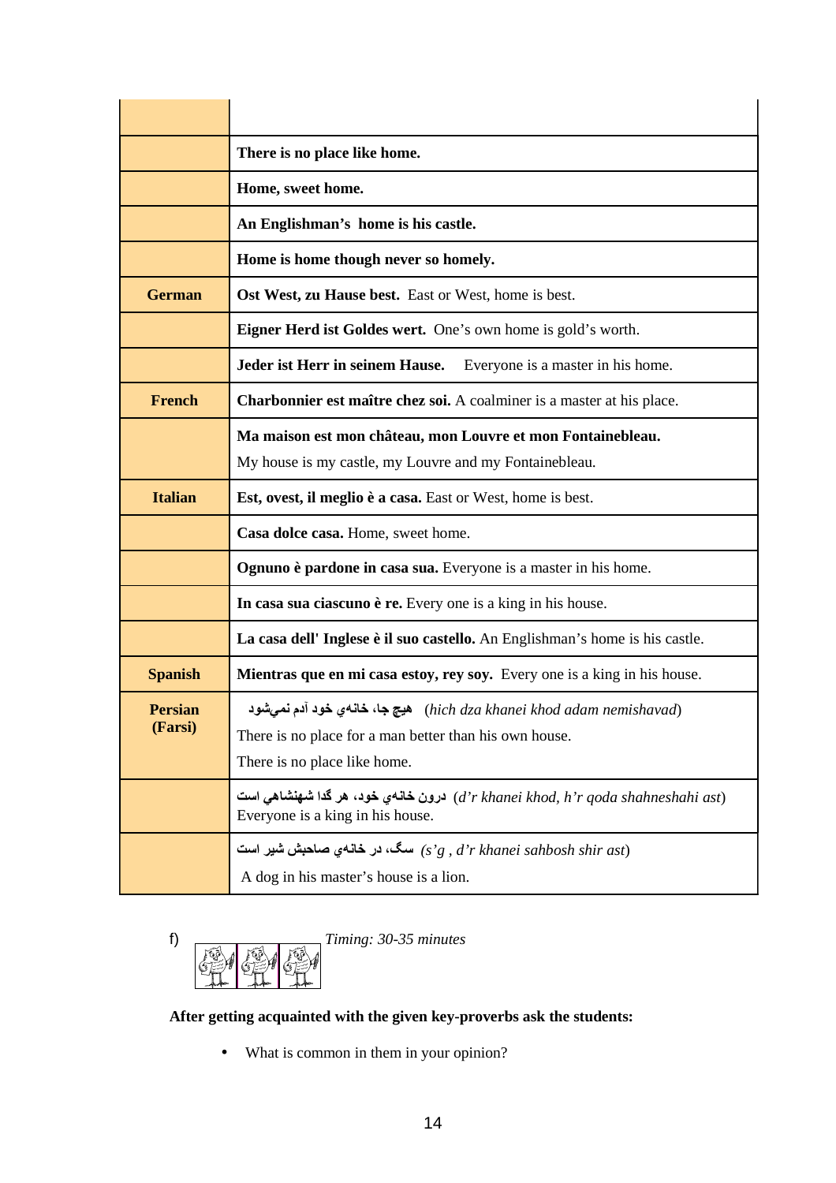| | |
|---|---|
| | |
| | **There is no place like home.** |
| | **Home, sweet home.** |
| | **An Englishman's home is his castle.** |
| | **Home is home though never so homely.** |
| **German** | **Ost West, zu Hause best.** East or West, home is best. |
| | **Eigner Herd ist Goldes wert.** One's own home is gold's worth. |
| | **Jeder ist Herr in seinem Hause.** Everyone is a master in his home. |
| **French** | **Charbonnier est maître chez soi.** A coalminer is a master at his place. |
| | **Ma maison est mon château, mon Louvre et mon Fontainebleau.** My house is my castle, my Louvre and my Fontainebleau. |
| **Italian** | **Est, ovest, il meglio è a casa.** East or West, home is best. |
| | **Casa dolce casa.** Home, sweet home. |
| | **Ognuno è pardone in casa sua.** Everyone is a master in his home. |
| | **In casa sua ciascuno è re.** Every one is a king in his house. |
| | **La casa dell' Inglese è il suo castello.** An Englishman's home is his castle. |
| **Spanish** | **Mientras que en mi casa estoy, rey soy.** Every one is a king in his house. |
| **Persian (Farsi)** | **هيچ جا، خانه‌ي خود آدم نمي‌شود** (*hich dza khanei khod adam nemishavad*) There is no place for a man better than his own house. There is no place like home. |
| | **درون خانه‌ي خود، هر گدا شهنشاهي است** (*d'r khanei khod, h'r qoda shahneshahi ast*) Everyone is a king in his house. |
| | **سگ، در خانه‌ي صاحبش شير است** (*s'g , d'r khanei sahbosh shir ast*) A dog in his master's house is a lion. |

f) *Timing: 30-35 minutes*

**After getting acquainted with the given key-proverbs ask the students:**

- What is common in them in your opinion?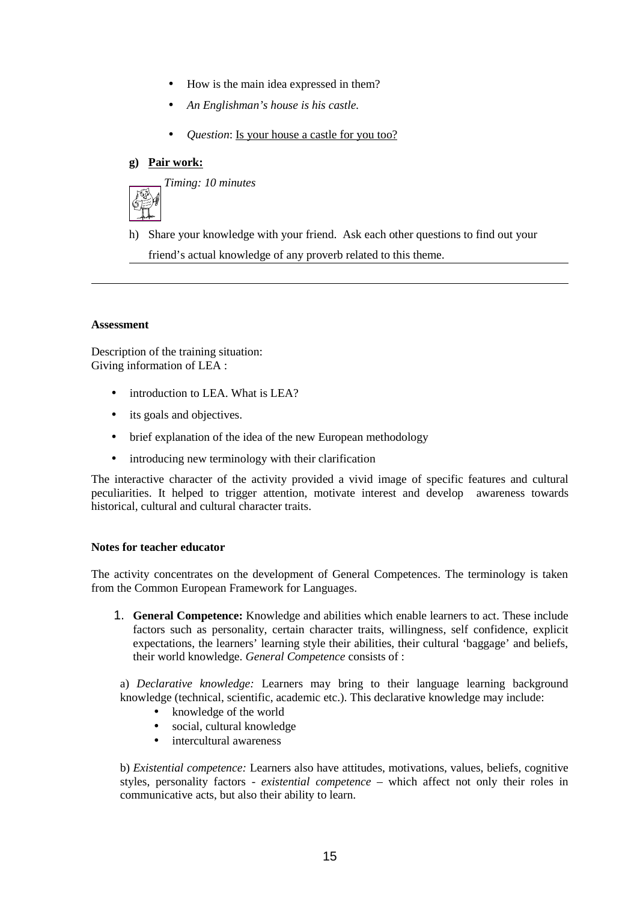- How is the main idea expressed in them?
- *An Englishman's house is his castle.*
- *Question*: Is your house a castle for you too?

**g) Pair work:**

*Timing: 10 minutes*

h) Share your knowledge with your friend. Ask each other questions to find out your friend's actual knowledge of any proverb related to this theme.

---

**Assessment**

Description of the training situation:
Giving information of LEA :

- introduction to LEA. What is LEA?
- its goals and objectives.
- brief explanation of the idea of the new European methodology
- introducing new terminology with their clarification

The interactive character of the activity provided a vivid image of specific features and cultural peculiarities. It helped to trigger attention, motivate interest and develop awareness towards historical, cultural and cultural character traits.

**Notes for teacher educator**

The activity concentrates on the development of General Competences. The terminology is taken from the Common European Framework for Languages.

1. **General Competence:** Knowledge and abilities which enable learners to act. These include factors such as personality, certain character traits, willingness, self confidence, explicit expectations, the learners' learning style their abilities, their cultural 'baggage' and beliefs, their world knowledge. *General Competence* consists of :

   a) *Declarative knowledge:* Learners may bring to their language learning background knowledge (technical, scientific, academic etc.). This declarative knowledge may include:
   - knowledge of the world
   - social, cultural knowledge
   - intercultural awareness

   b) *Existential competence:* Learners also have attitudes, motivations, values, beliefs, cognitive styles, personality factors - *existential competence* – which affect not only their roles in communicative acts, but also their ability to learn.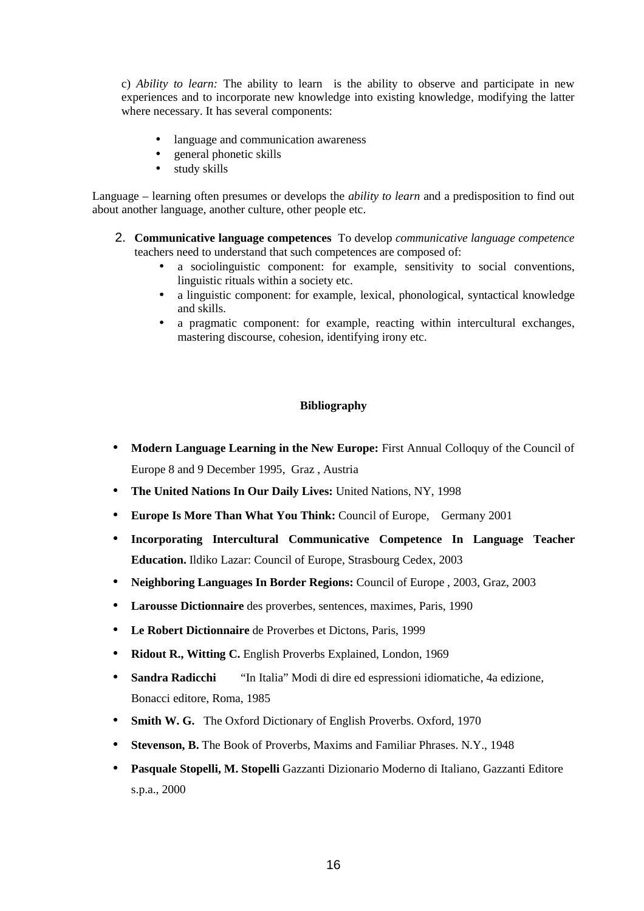c) *Ability to learn:* The ability to learn is the ability to observe and participate in new experiences and to incorporate new knowledge into existing knowledge, modifying the latter where necessary. It has several components:

- language and communication awareness
- general phonetic skills
- study skills

Language – learning often presumes or develops the *ability to learn* and a predisposition to find out about another language, another culture, other people etc.

2. **Communicative language competences** To develop *communicative language competence* teachers need to understand that such competences are composed of:
    - a sociolinguistic component: for example, sensitivity to social conventions, linguistic rituals within a society etc.
    - a linguistic component: for example, lexical, phonological, syntactical knowledge and skills.
    - a pragmatic component: for example, reacting within intercultural exchanges, mastering discourse, cohesion, identifying irony etc.

**Bibliography**

- **Modern Language Learning in the New Europe:** First Annual Colloquy of the Council of Europe 8 and 9 December 1995, Graz , Austria
- **The United Nations In Our Daily Lives:** United Nations, NY, 1998
- **Europe Is More Than What You Think:** Council of Europe, Germany 2001
- **Incorporating Intercultural Communicative Competence In Language Teacher Education.** Ildiko Lazar: Council of Europe, Strasbourg Cedex, 2003
- **Neighboring Languages In Border Regions:** Council of Europe , 2003, Graz, 2003
- **Larousse Dictionnaire** des proverbes, sentences, maximes, Paris, 1990
- **Le Robert Dictionnaire** de Proverbes et Dictons, Paris, 1999
- **Ridout R., Witting C.** English Proverbs Explained, London, 1969
- **Sandra Radicchi** "In Italia" Modi di dire ed espressioni idiomatiche, 4a edizione, Bonacci editore, Roma, 1985
- **Smith W. G.** The Oxford Dictionary of English Proverbs. Oxford, 1970
- **Stevenson, B.** The Book of Proverbs, Maxims and Familiar Phrases. N.Y., 1948
- **Pasquale Stopelli, M. Stopelli** Gazzanti Dizionario Moderno di Italiano, Gazzanti Editore s.p.a., 2000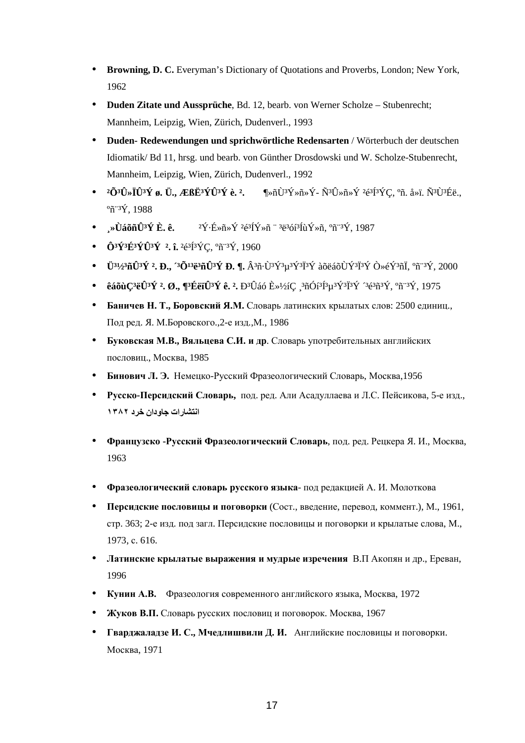- **Browning, D. C.** Everyman's Dictionary of Quotations and Proverbs, London; New York, 1962
- **Duden Zitate und Aussprüche**, Bd. 12, bearb. von Werner Scholze – Stubenrecht; Mannheim, Leipzig, Wien, Zürich, Dudenverl., 1993
- **Duden- Redewendungen und sprichwörtliche Redensarten** / Wörterbuch der deutschen Idiomatik/ Bd 11, hrsg. und bearb. von Günther Drosdowski und W. Scholze-Stubenrecht, Mannheim, Leipzig, Wien, Zürich, Dudenverl., 1992
- **²Õ³Û»ÏÛ³Ý ø. Ü., ÆßË³ÝÛ³Ý è. ².** ¶»ñÙ³Ý»ñ»Ý- Ñ³Û»ñ»Ý ²é³Í³ÝÇ, ºñ. å»ï. Ñ³Ù³Éë., ºñ¨³Ý, 1988
- **¸»ÙáõñÛ³Ý È. ê.** ²Ý·É»ñ»Ý ²é³ÍÝ»ñ ¨ ³ë³óí³ÍùÝ»ñ, ºñ¨³Ý, 1987
- **Ô³Ý³É³ÝÛ³Ý ². î.** ²é³Í³ÝÇ, ºñ¨³Ý, 1960
- **Ü³½³ñÛ³Ý ². Ð., ´³Õ¹³ë³ñÛ³Ý Ð. ¶.** Â³ñ·Ù³Ý³µ³Ý³Ï³Ý àõëáõÙÝ³Ï³Ý Ò»éÝ³ñÏ, ºñ¨³Ý, 2000
- **êáõùÇ³ëÛ³Ý ². Ø., ¶³ÉëïÛ³Ý ê. ².** Ð³Ûáó È»½íÇ ¸³ñÓí³Í³µ³Ý³Ï³Ý ´³é³ñ³Ý, ºñ¨³Ý, 1975
- **Баничев Н. Т., Боровский Я.М.** Словарь латинских крылатых слов: 2500 единиц., Под ред. Я. М.Боровского.,2-е изд.,М., 1986
- **Буковская М.В., Вяльцева С.И. и др**. Словарь употребительных английских пословиц., Москва, 1985
- **Бинович Л. Э.** Немецко-Русский Фразеологический Словарь, Москва,1956
- **Русско-Персидский Словарь,** под. ред. Али Асадуллаева и Л.С. Пейсикова, 5-е изд., **انتشارات جاودان خرد ۱۳۸۲**
- **Французско -Русский Фразеологический Словарь**, под. ред. Рецкера Я. И., Москва, 1963
- **Фразеологический словарь русского языка**- под редакцией А. И. Молоткова
- **Персидские пословицы и поговорки** (Сост., введение, перевод, коммент.), М., 1961, стр. 363; 2-е изд. под загл. Персидские пословицы и поговорки и крылатые слова, М., 1973, с. 616.
- **Латинские крылатые выражения и мудрые изречения** В.П Акопян и др., Ереван, 1996
- **Кунин А.В.** Фразеология современного английского языка, Москва, 1972
- **Жуков В.П.** Словарь русских пословиц и поговорок. Москва, 1967
- **Гварджаладзе И. С., Мчедлишвили Д. И.** Английские пословицы и поговорки. Москва, 1971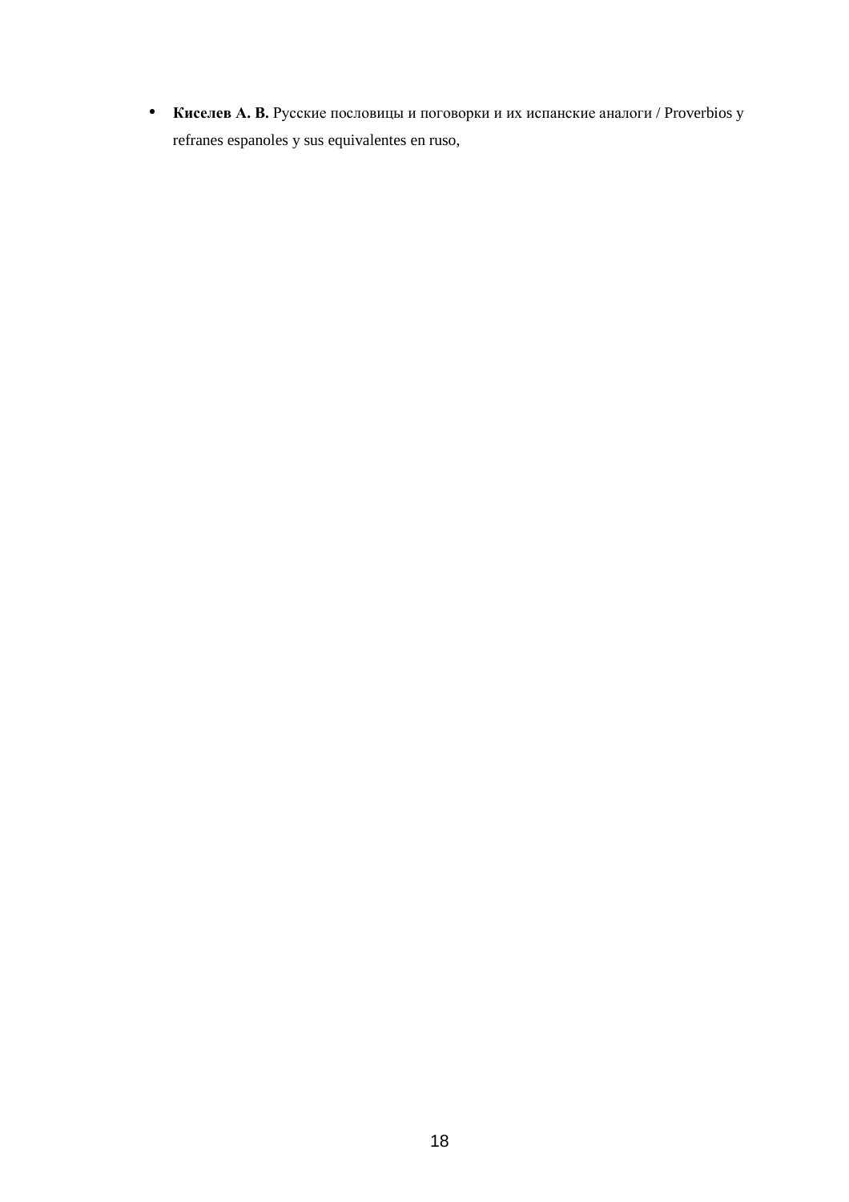- **Киселев А. В.** Русские пословицы и поговорки и их испанские аналоги / Proverbios y refranes espanoles y sus equivalentes en ruso,